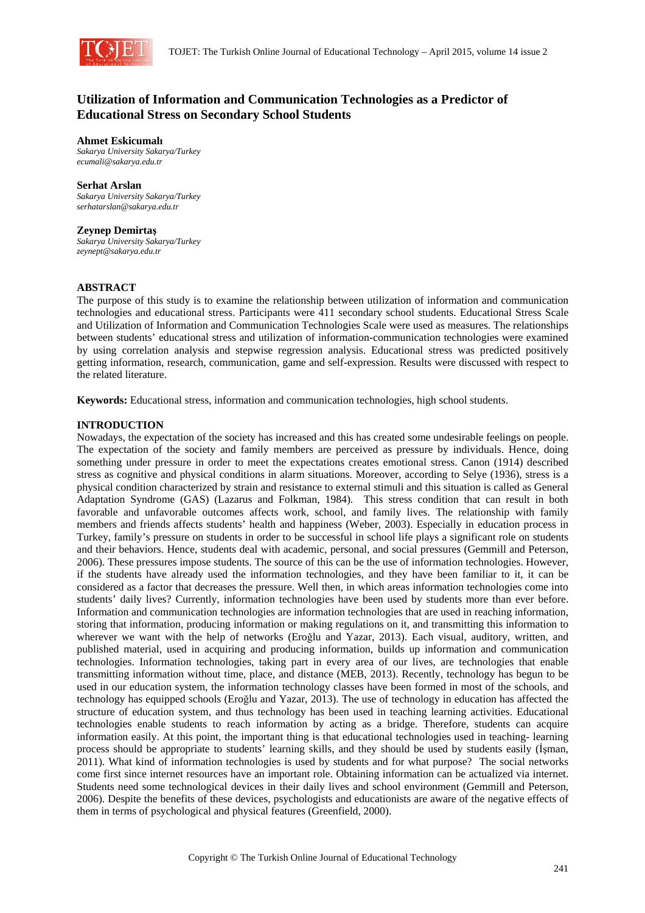# Utilization of Information and Communication Technologies as a Predictor of Educational Stress on Secondary School Students

**Ahmet Eskicumalı**
*Sakarya University Sakarya/Turkey*
*ecumali@sakarya.edu.tr*

**Serhat Arslan**
*Sakarya University Sakarya/Turkey*
*serhatarslan@sakarya.edu.tr*

**Zeynep Demirtaş**
*Sakarya University Sakarya/Turkey*
*zeynept@sakarya.edu.tr*

## ABSTRACT

The purpose of this study is to examine the relationship between utilization of information and communication technologies and educational stress. Participants were 411 secondary school students. Educational Stress Scale and Utilization of Information and Communication Technologies Scale were used as measures. The relationships between students' educational stress and utilization of information-communication technologies were examined by using correlation analysis and stepwise regression analysis. Educational stress was predicted positively getting information, research, communication, game and self-expression. Results were discussed with respect to the related literature.

**Keywords:** Educational stress, information and communication technologies, high school students.

## INTRODUCTION

Nowadays, the expectation of the society has increased and this has created some undesirable feelings on people. The expectation of the society and family members are perceived as pressure by individuals. Hence, doing something under pressure in order to meet the expectations creates emotional stress. Canon (1914) described stress as cognitive and physical conditions in alarm situations. Moreover, according to Selye (1936), stress is a physical condition characterized by strain and resistance to external stimuli and this situation is called as General Adaptation Syndrome (GAS) (Lazarus and Folkman, 1984). This stress condition that can result in both favorable and unfavorable outcomes affects work, school, and family lives. The relationship with family members and friends affects students' health and happiness (Weber, 2003). Especially in education process in Turkey, family's pressure on students in order to be successful in school life plays a significant role on students and their behaviors. Hence, students deal with academic, personal, and social pressures (Gemmill and Peterson, 2006). These pressures impose students. The source of this can be the use of information technologies. However, if the students have already used the information technologies, and they have been familiar to it, it can be considered as a factor that decreases the pressure. Well then, in which areas information technologies come into students' daily lives? Currently, information technologies have been used by students more than ever before. Information and communication technologies are information technologies that are used in reaching information, storing that information, producing information or making regulations on it, and transmitting this information to wherever we want with the help of networks (Eroğlu and Yazar, 2013). Each visual, auditory, written, and published material, used in acquiring and producing information, builds up information and communication technologies. Information technologies, taking part in every area of our lives, are technologies that enable transmitting information without time, place, and distance (MEB, 2013). Recently, technology has begun to be used in our education system, the information technology classes have been formed in most of the schools, and technology has equipped schools (Eroğlu and Yazar, 2013). The use of technology in education has affected the structure of education system, and thus technology has been used in teaching learning activities. Educational technologies enable students to reach information by acting as a bridge. Therefore, students can acquire information easily. At this point, the important thing is that educational technologies used in teaching- learning process should be appropriate to students' learning skills, and they should be used by students easily (İşman, 2011). What kind of information technologies is used by students and for what purpose? The social networks come first since internet resources have an important role. Obtaining information can be actualized via internet. Students need some technological devices in their daily lives and school environment (Gemmill and Peterson, 2006). Despite the benefits of these devices, psychologists and educationists are aware of the negative effects of them in terms of psychological and physical features (Greenfield, 2000).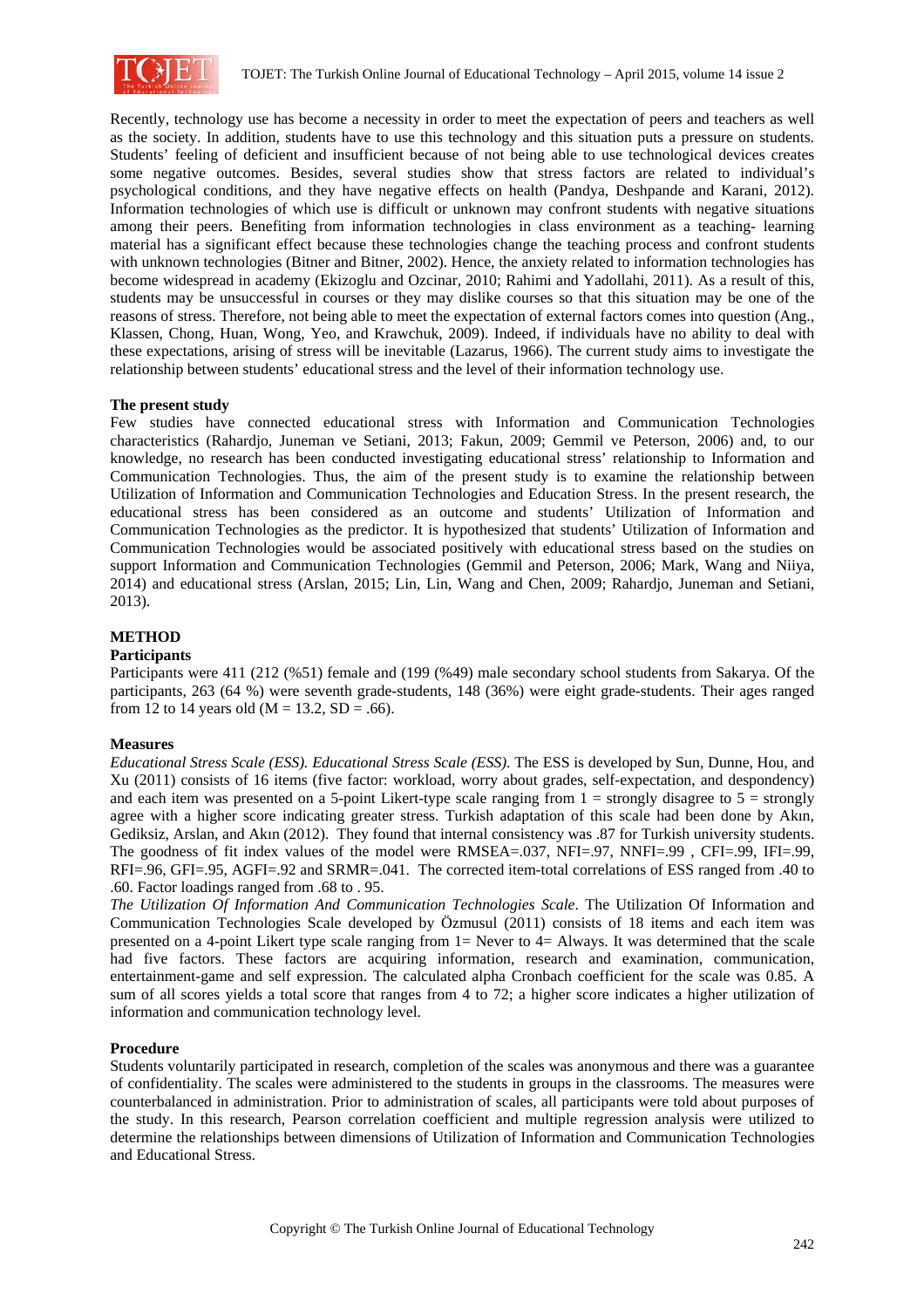Recently, technology use has become a necessity in order to meet the expectation of peers and teachers as well as the society. In addition, students have to use this technology and this situation puts a pressure on students. Students' feeling of deficient and insufficient because of not being able to use technological devices creates some negative outcomes. Besides, several studies show that stress factors are related to individual's psychological conditions, and they have negative effects on health (Pandya, Deshpande and Karani, 2012). Information technologies of which use is difficult or unknown may confront students with negative situations among their peers. Benefiting from information technologies in class environment as a teaching- learning material has a significant effect because these technologies change the teaching process and confront students with unknown technologies (Bitner and Bitner, 2002). Hence, the anxiety related to information technologies has become widespread in academy (Ekizoglu and Ozcinar, 2010; Rahimi and Yadollahi, 2011). As a result of this, students may be unsuccessful in courses or they may dislike courses so that this situation may be one of the reasons of stress. Therefore, not being able to meet the expectation of external factors comes into question (Ang., Klassen, Chong, Huan, Wong, Yeo, and Krawchuk, 2009). Indeed, if individuals have no ability to deal with these expectations, arising of stress will be inevitable (Lazarus, 1966). The current study aims to investigate the relationship between students' educational stress and the level of their information technology use.

**The present study**

Few studies have connected educational stress with Information and Communication Technologies characteristics (Rahardjo, Juneman ve Setiani, 2013; Fakun, 2009; Gemmil ve Peterson, 2006) and, to our knowledge, no research has been conducted investigating educational stress' relationship to Information and Communication Technologies. Thus, the aim of the present study is to examine the relationship between Utilization of Information and Communication Technologies and Education Stress. In the present research, the educational stress has been considered as an outcome and students' Utilization of Information and Communication Technologies as the predictor. It is hypothesized that students' Utilization of Information and Communication Technologies would be associated positively with educational stress based on the studies on support Information and Communication Technologies (Gemmil and Peterson, 2006; Mark, Wang and Niiya, 2014) and educational stress (Arslan, 2015; Lin, Lin, Wang and Chen, 2009; Rahardjo, Juneman and Setiani, 2013).

## METHOD

**Participants**

Participants were 411 (212 (%51) female and (199 (%49) male secondary school students from Sakarya. Of the participants, 263 (64 %) were seventh grade-students, 148 (36%) were eight grade-students. Their ages ranged from 12 to 14 years old ($M = 13.2$, $SD = .66$).

**Measures**

*Educational Stress Scale (ESS). Educational Stress Scale (ESS)*. The ESS is developed by Sun, Dunne, Hou, and Xu (2011) consists of 16 items (five factor: workload, worry about grades, self-expectation, and despondency) and each item was presented on a 5-point Likert-type scale ranging from 1 = strongly disagree to 5 = strongly agree with a higher score indicating greater stress. Turkish adaptation of this scale had been done by Akın, Gediksiz, Arslan, and Akın (2012). They found that internal consistency was .87 for Turkish university students. The goodness of fit index values of the model were RMSEA=.037, NFI=.97, NNFI=.99 , CFI=.99, IFI=.99, RFI=.96, GFI=.95, AGFI=.92 and SRMR=.041. The corrected item-total correlations of ESS ranged from .40 to .60. Factor loadings ranged from .68 to . 95.

*The Utilization Of Information And Communication Technologies Scale*. The Utilization Of Information and Communication Technologies Scale developed by Özmusul (2011) consists of 18 items and each item was presented on a 4-point Likert type scale ranging from 1= Never to 4= Always. It was determined that the scale had five factors. These factors are acquiring information, research and examination, communication, entertainment-game and self expression. The calculated alpha Cronbach coefficient for the scale was 0.85. A sum of all scores yields a total score that ranges from 4 to 72; a higher score indicates a higher utilization of information and communication technology level.

**Procedure**

Students voluntarily participated in research, completion of the scales was anonymous and there was a guarantee of confidentiality. The scales were administered to the students in groups in the classrooms. The measures were counterbalanced in administration. Prior to administration of scales, all participants were told about purposes of the study. In this research, Pearson correlation coefficient and multiple regression analysis were utilized to determine the relationships between dimensions of Utilization of Information and Communication Technologies and Educational Stress.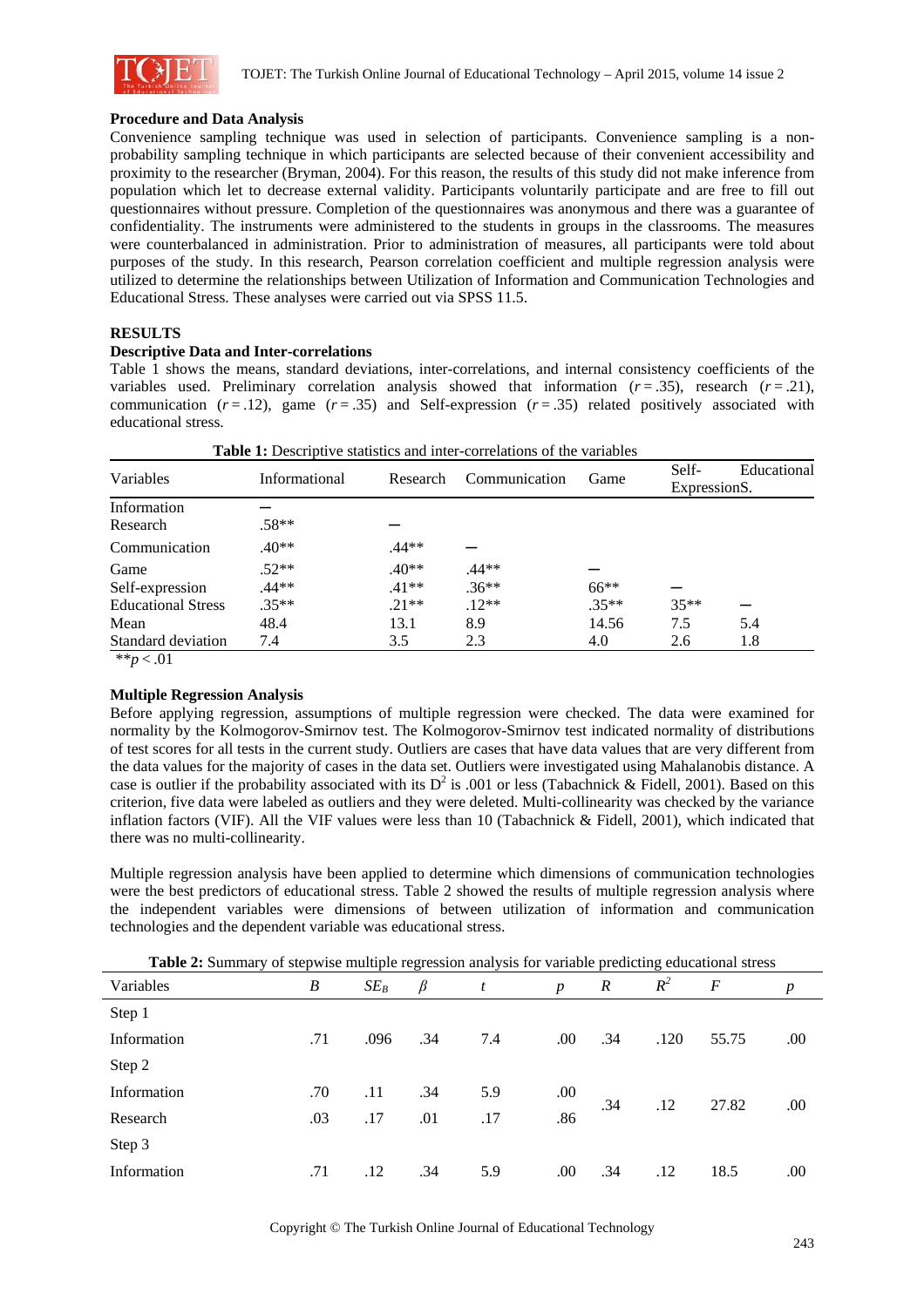### Procedure and Data Analysis

Convenience sampling technique was used in selection of participants. Convenience sampling is a non-probability sampling technique in which participants are selected because of their convenient accessibility and proximity to the researcher (Bryman, 2004). For this reason, the results of this study did not make inference from population which let to decrease external validity. Participants voluntarily participate and are free to fill out questionnaires without pressure. Completion of the questionnaires was anonymous and there was a guarantee of confidentiality. The instruments were administered to the students in groups in the classrooms. The measures were counterbalanced in administration. Prior to administration of measures, all participants were told about purposes of the study. In this research, Pearson correlation coefficient and multiple regression analysis were utilized to determine the relationships between Utilization of Information and Communication Technologies and Educational Stress. These analyses were carried out via SPSS 11.5.

## RESULTS

### Descriptive Data and Inter-correlations

Table 1 shows the means, standard deviations, inter-correlations, and internal consistency coefficients of the variables used. Preliminary correlation analysis showed that information ($r = .35$), research ($r = .21$), communication ($r = .12$), game ($r = .35$) and Self-expression ($r = .35$) related positively associated with educational stress.

**Table 1:** Descriptive statistics and inter-correlations of the variables

| Variables | Informational | Research | Communication | Game | Self-ExpressionS. | Educational |
|---|---|---|---|---|---|---|
| Information | — | | | | | |
| Research | .58** | — | | | | |
| Communication | .40** | .44** | — | | | |
| Game | .52** | .40** | .44** | — | | |
| Self-expression | .44** | .41** | .36** | 66** | — | |
| Educational Stress | .35** | .21** | .12** | .35** | 35** | — |
| Mean | 48.4 | 13.1 | 8.9 | 14.56 | 7.5 | 5.4 |
| Standard deviation | 7.4 | 3.5 | 2.3 | 4.0 | 2.6 | 1.8 |

$**p < .01$

### Multiple Regression Analysis

Before applying regression, assumptions of multiple regression were checked. The data were examined for normality by the Kolmogorov-Smirnov test. The Kolmogorov-Smirnov test indicated normality of distributions of test scores for all tests in the current study. Outliers are cases that have data values that are very different from the data values for the majority of cases in the data set. Outliers were investigated using Mahalanobis distance. A case is outlier if the probability associated with its $D^2$ is .001 or less (Tabachnick & Fidell, 2001). Based on this criterion, five data were labeled as outliers and they were deleted. Multi-collinearity was checked by the variance inflation factors (VIF). All the VIF values were less than 10 (Tabachnick & Fidell, 2001), which indicated that there was no multi-collinearity.

Multiple regression analysis have been applied to determine which dimensions of communication technologies were the best predictors of educational stress. Table 2 showed the results of multiple regression analysis where the independent variables were dimensions of between utilization of information and communication technologies and the dependent variable was educational stress.

**Table 2:** Summary of stepwise multiple regression analysis for variable predicting educational stress

| Variables | $B$ | $SE_B$ | $\beta$ | $t$ | $p$ | $R$ | $R^2$ | $F$ | $p$ |
|---|---|---|---|---|---|---|---|---|---|
| Step 1 | | | | | | | | | |
| Information | .71 | .096 | .34 | 7.4 | .00 | .34 | .120 | 55.75 | .00 |
| Step 2 | | | | | | | | | |
| Information | .70 | .11 | .34 | 5.9 | .00 | .34 | .12 | 27.82 | .00 |
| Research | .03 | .17 | .01 | .17 | .86 | | | | |
| Step 3 | | | | | | | | | |
| Information | .71 | .12 | .34 | 5.9 | .00 | .34 | .12 | 18.5 | .00 |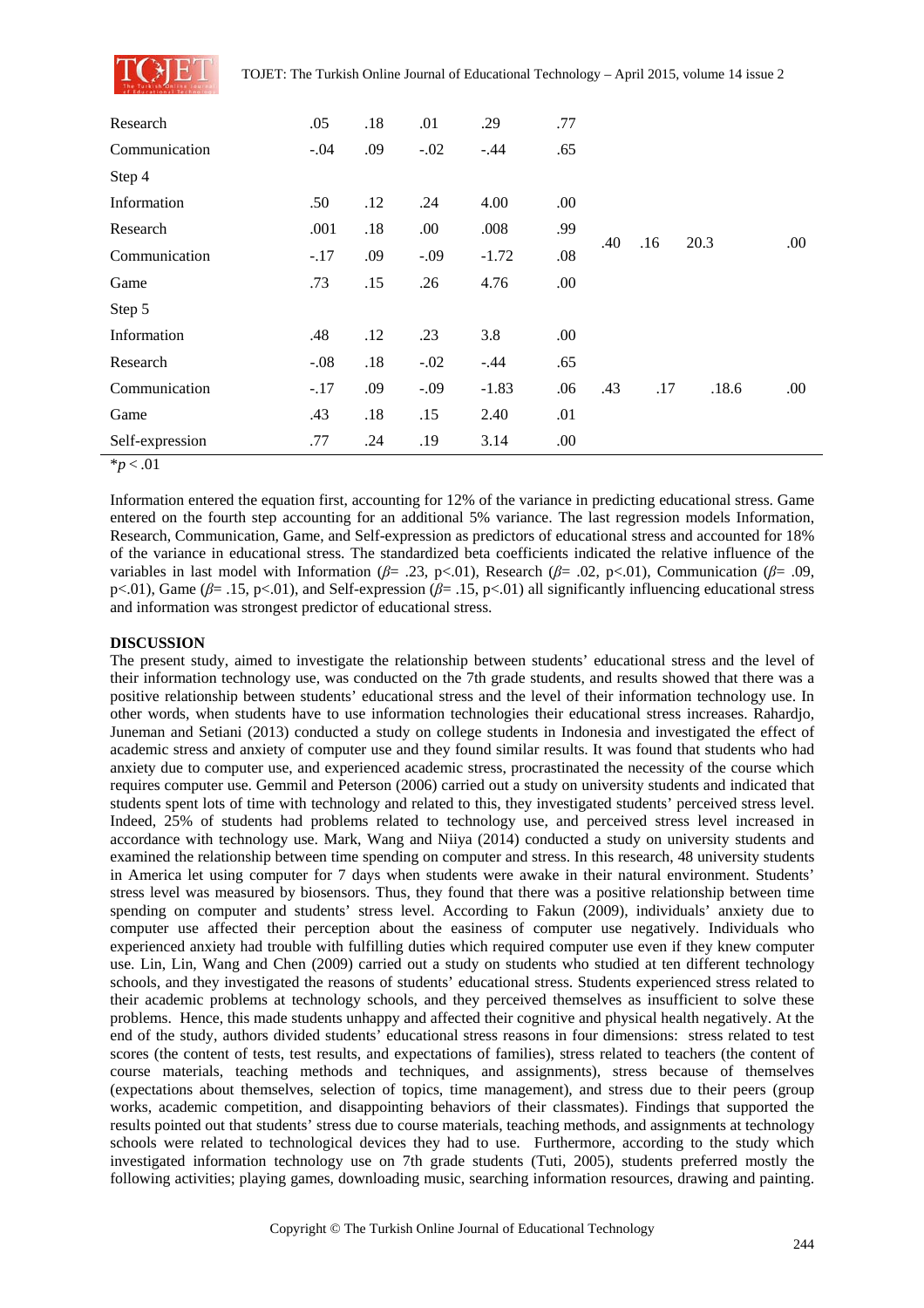| | | | | | | | | | |
|---|---|---|---|---|---|---|---|---|---|
| Research | .05 | .18 | .01 | .29 | .77 | | | | |
| Communication | -.04 | .09 | -.02 | -.44 | .65 | | | | |
| Step 4 | | | | | | | | | |
| Information | .50 | .12 | .24 | 4.00 | .00 | .40 | .16 | 20.3 | .00 |
| Research | .001 | .18 | .00 | .008 | .99 | | | | |
| Communication | -.17 | .09 | -.09 | -1.72 | .08 | | | | |
| Game | .73 | .15 | .26 | 4.76 | .00 | | | | |
| Step 5 | | | | | | | | | |
| Information | .48 | .12 | .23 | 3.8 | .00 | .43 | .17 | .18.6 | .00 |
| Research | -.08 | .18 | -.02 | -.44 | .65 | | | | |
| Communication | -.17 | .09 | -.09 | -1.83 | .06 | | | | |
| Game | .43 | .18 | .15 | 2.40 | .01 | | | | |
| Self-expression | .77 | .24 | .19 | 3.14 | .00 | | | | |

*$p < .01$

Information entered the equation first, accounting for 12% of the variance in predicting educational stress. Game entered on the fourth step accounting for an additional 5% variance. The last regression models Information, Research, Communication, Game, and Self-expression as predictors of educational stress and accounted for 18% of the variance in educational stress. The standardized beta coefficients indicated the relative influence of the variables in last model with Information ($\beta$= .23, p<.01), Research ($\beta$= .02, p<.01), Communication ($\beta$= .09, p<.01), Game ($\beta$= .15, p<.01), and Self-expression ($\beta$= .15, p<.01) all significantly influencing educational stress and information was strongest predictor of educational stress.

**DISCUSSION**

The present study, aimed to investigate the relationship between students' educational stress and the level of their information technology use, was conducted on the 7th grade students, and results showed that there was a positive relationship between students' educational stress and the level of their information technology use. In other words, when students have to use information technologies their educational stress increases. Rahardjo, Juneman and Setiani (2013) conducted a study on college students in Indonesia and investigated the effect of academic stress and anxiety of computer use and they found similar results. It was found that students who had anxiety due to computer use, and experienced academic stress, procrastinated the necessity of the course which requires computer use. Gemmil and Peterson (2006) carried out a study on university students and indicated that students spent lots of time with technology and related to this, they investigated students' perceived stress level. Indeed, 25% of students had problems related to technology use, and perceived stress level increased in accordance with technology use. Mark, Wang and Niiya (2014) conducted a study on university students and examined the relationship between time spending on computer and stress. In this research, 48 university students in America let using computer for 7 days when students were awake in their natural environment. Students' stress level was measured by biosensors. Thus, they found that there was a positive relationship between time spending on computer and students' stress level. According to Fakun (2009), individuals' anxiety due to computer use affected their perception about the easiness of computer use negatively. Individuals who experienced anxiety had trouble with fulfilling duties which required computer use even if they knew computer use. Lin, Lin, Wang and Chen (2009) carried out a study on students who studied at ten different technology schools, and they investigated the reasons of students' educational stress. Students experienced stress related to their academic problems at technology schools, and they perceived themselves as insufficient to solve these problems. Hence, this made students unhappy and affected their cognitive and physical health negatively. At the end of the study, authors divided students' educational stress reasons in four dimensions: stress related to test scores (the content of tests, test results, and expectations of families), stress related to teachers (the content of course materials, teaching methods and techniques, and assignments), stress because of themselves (expectations about themselves, selection of topics, time management), and stress due to their peers (group works, academic competition, and disappointing behaviors of their classmates). Findings that supported the results pointed out that students' stress due to course materials, teaching methods, and assignments at technology schools were related to technological devices they had to use. Furthermore, according to the study which investigated information technology use on 7th grade students (Tuti, 2005), students preferred mostly the following activities; playing games, downloading music, searching information resources, drawing and painting.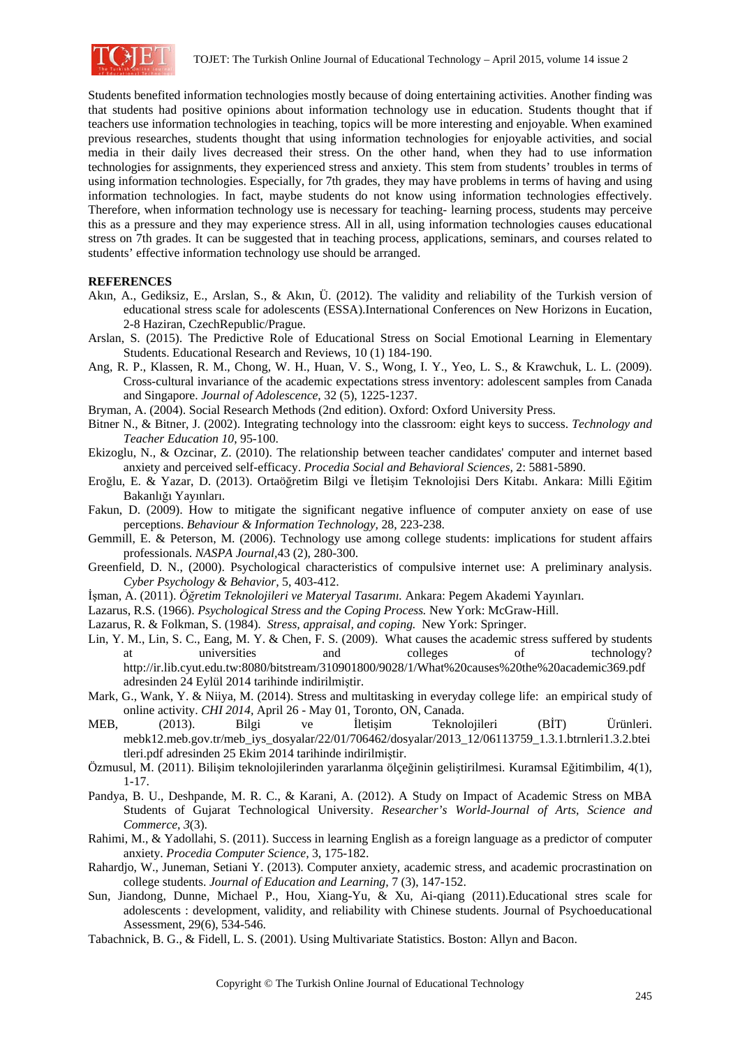Students benefited information technologies mostly because of doing entertaining activities. Another finding was that students had positive opinions about information technology use in education. Students thought that if teachers use information technologies in teaching, topics will be more interesting and enjoyable. When examined previous researches, students thought that using information technologies for enjoyable activities, and social media in their daily lives decreased their stress. On the other hand, when they had to use information technologies for assignments, they experienced stress and anxiety. This stem from students' troubles in terms of using information technologies. Especially, for 7th grades, they may have problems in terms of having and using information technologies. In fact, maybe students do not know using information technologies effectively. Therefore, when information technology use is necessary for teaching- learning process, students may perceive this as a pressure and they may experience stress. All in all, using information technologies causes educational stress on 7th grades. It can be suggested that in teaching process, applications, seminars, and courses related to students' effective information technology use should be arranged.

**REFERENCES**

Akın, A., Gediksiz, E., Arslan, S., & Akın, Ü. (2012). The validity and reliability of the Turkish version of educational stress scale for adolescents (ESSA).International Conferences on New Horizons in Eucation, 2-8 Haziran, CzechRepublic/Prague.

Arslan, S. (2015). The Predictive Role of Educational Stress on Social Emotional Learning in Elementary Students. Educational Research and Reviews, 10 (1) 184-190.

Ang, R. P., Klassen, R. M., Chong, W. H., Huan, V. S., Wong, I. Y., Yeo, L. S., & Krawchuk, L. L. (2009). Cross-cultural invariance of the academic expectations stress inventory: adolescent samples from Canada and Singapore. *Journal of Adolescence,* 32 (5), 1225-1237.

Bryman, A. (2004). Social Research Methods (2nd edition). Oxford: Oxford University Press.

Bitner N., & Bitner, J. (2002). Integrating technology into the classroom: eight keys to success. *Technology and Teacher Education 10,* 95-100.

Ekizoglu, N., & Ozcinar, Z. (2010). The relationship between teacher candidates' computer and internet based anxiety and perceived self-efficacy. *Procedia Social and Behavioral Sciences,* 2: 5881-5890.

Eroğlu, E. & Yazar, D. (2013). Ortaöğretim Bilgi ve İletişim Teknolojisi Ders Kitabı. Ankara: Milli Eğitim Bakanlığı Yayınları.

Fakun, D. (2009). How to mitigate the significant negative influence of computer anxiety on ease of use perceptions. *Behaviour & Information Technology,* 28, 223-238.

Gemmill, E. & Peterson, M. (2006). Technology use among college students: implications for student affairs professionals. *NASPA Journal,*43 (2), 280-300.

Greenfield, D. N., (2000). Psychological characteristics of compulsive internet use: A preliminary analysis. *Cyber Psychology & Behavior,* 5, 403-412.

İşman, A. (2011). *Öğretim Teknolojileri ve Materyal Tasarımı.* Ankara: Pegem Akademi Yayınları.

Lazarus, R.S. (1966). *Psychological Stress and the Coping Process.* New York: McGraw-Hill.

Lazarus, R. & Folkman, S. (1984). *Stress, appraisal, and coping.* New York: Springer.

Lin, Y. M., Lin, S. C., Eang, M. Y. & Chen, F. S. (2009). What causes the academic stress suffered by students at universities and colleges of technology? http://ir.lib.cyut.edu.tw:8080/bitstream/310901800/9028/1/What%20causes%20the%20academic369.pdf adresinden 24 Eylül 2014 tarihinde indirilmiştir.

Mark, G., Wank, Y. & Niiya, M. (2014). Stress and multitasking in everyday college life: an empirical study of online activity. *CHI 2014,* April 26 - May 01, Toronto, ON, Canada.

MEB, (2013). Bilgi ve İletişim Teknolojileri (BİT) Ürünleri. mebk12.meb.gov.tr/meb_iys_dosyalar/22/01/706462/dosyalar/2013_12/06113759_1.3.1.btrnleri1.3.2.bteitleri.pdf adresinden 25 Ekim 2014 tarihinde indirilmiştir.

Özmusul, M. (2011). Bilişim teknolojilerinden yararlanma ölçeğinin geliştirilmesi. Kuramsal Eğitimbilim, 4(1), 1-17.

Pandya, B. U., Deshpande, M. R. C., & Karani, A. (2012). A Study on Impact of Academic Stress on MBA Students of Gujarat Technological University. *Researcher's World-Journal of Arts, Science and Commerce, 3*(3).

Rahimi, M., & Yadollahi, S. (2011). Success in learning English as a foreign language as a predictor of computer anxiety. *Procedia Computer Science,* 3, 175-182.

Rahardjo, W., Juneman, Setiani Y. (2013). Computer anxiety, academic stress, and academic procrastination on college students. *Journal of Education and Learning,* 7 (3), 147-152.

Sun, Jiandong, Dunne, Michael P., Hou, Xiang-Yu, & Xu, Ai-qiang (2011).Educational stres scale for adolescents : development, validity, and reliability with Chinese students. Journal of Psychoeducational Assessment, 29(6), 534-546.

Tabachnick, B. G., & Fidell, L. S. (2001). Using Multivariate Statistics. Boston: Allyn and Bacon.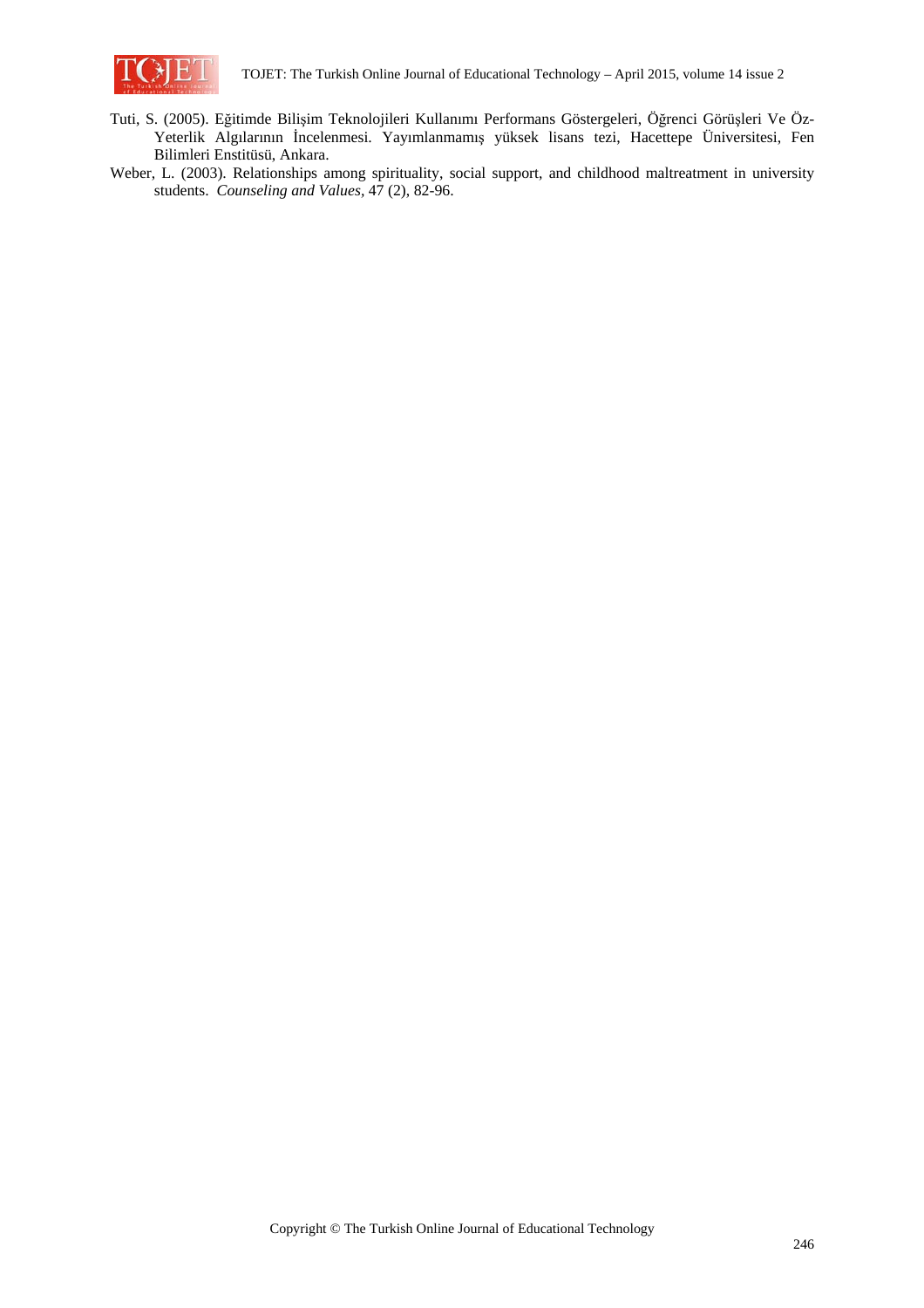Tuti, S. (2005). Eğitimde Bilişim Teknolojileri Kullanımı Performans Göstergeleri, Öğrenci Görüşleri Ve Öz-Yeterlik Algılarının İncelenmesi. Yayımlanmamış yüksek lisans tezi, Hacettepe Üniversitesi, Fen Bilimleri Enstitüsü, Ankara.

Weber, L. (2003). Relationships among spirituality, social support, and childhood maltreatment in university students. *Counseling and Values*, 47 (2), 82-96.